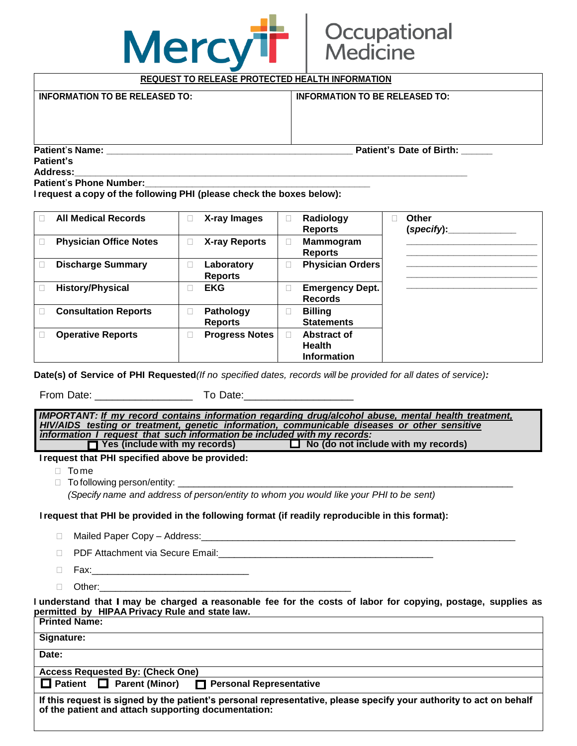# Mercy Occupational Medicine

## REQUEST TO RELEASE PROTECTED HEALTH INFORMATION

| INFORMATION TO BE RELEASED TO: | INFORMATION TO BE RELEASED TO: |
|---|---|
| | |

**Patient's Name:** ______________________________________________ **Patient's Date of Birth:** ______

**Patient's Address:**_________________________________________________________________________

**Patient's Phone Number:**__________________________________________

**I request a copy of the following PHI (please check the boxes below):**

| | | | |
|---|---|---|---|
| ☐ **All Medical Records** | ☐ **X-ray Images** | ☐ **Radiology Reports** | ☐ **Other (*specify*):**____________ |
| ☐ **Physician Office Notes** | ☐ **X-ray Reports** | ☐ **Mammogram Reports** | ________________________ |
| ☐ **Discharge Summary** | ☐ **Laboratory Reports** | ☐ **Physician Orders** | ________________________ |
| ☐ **History/Physical** | ☐ **EKG** | ☐ **Emergency Dept. Records** | ________________________ |
| ☐ **Consultation Reports** | ☐ **Pathology Reports** | ☐ **Billing Statements** | |
| ☐ **Operative Reports** | ☐ **Progress Notes** | ☐ **Abstract of Health Information** | |

**Date(s) of Service of PHI Requested***(If no specified dates, records will be provided for all dates of service)***:**

From Date: ________________ To Date:__________________

***IMPORTANT: <u>If my record contains information regarding drug/alcohol abuse, mental health treatment, HIV/AIDS testing or treatment, genetic information, communicable diseases or other sensitive information I request that such information be included with my records:</u>***

☐ **Yes (include with my records)** ☐ **No (do not include with my records)**

**I request that PHI specified above be provided:**

- ☐ To me
- ☐ To following person/entity: ____________________________________________________________

  *(Specify name and address of person/entity to whom you would like your PHI to be sent)*

**I request that PHI be provided in the following format (if readily reproducible in this format):**

- ☐ Mailed Paper Copy – Address:_______________________________________________________
- ☐ PDF Attachment via Secure Email:_____________________________________
- ☐ Fax:____________________________
- ☐ Other:_______________________________________________

**I understand that I may be charged a reasonable fee for the costs of labor for copying, postage, supplies as permitted by HIPAA Privacy Rule and state law.**

| |
|---|
| **Printed Name:** |
| **Signature:** |
| **Date:** |
| **Access Requested By: (Check One)** |
| ☐ **Patient** ☐ **Parent (Minor)** ☐ **Personal Representative** |
| **If this request is signed by the patient's personal representative, please specify your authority to act on behalf of the patient and attach supporting documentation:** |